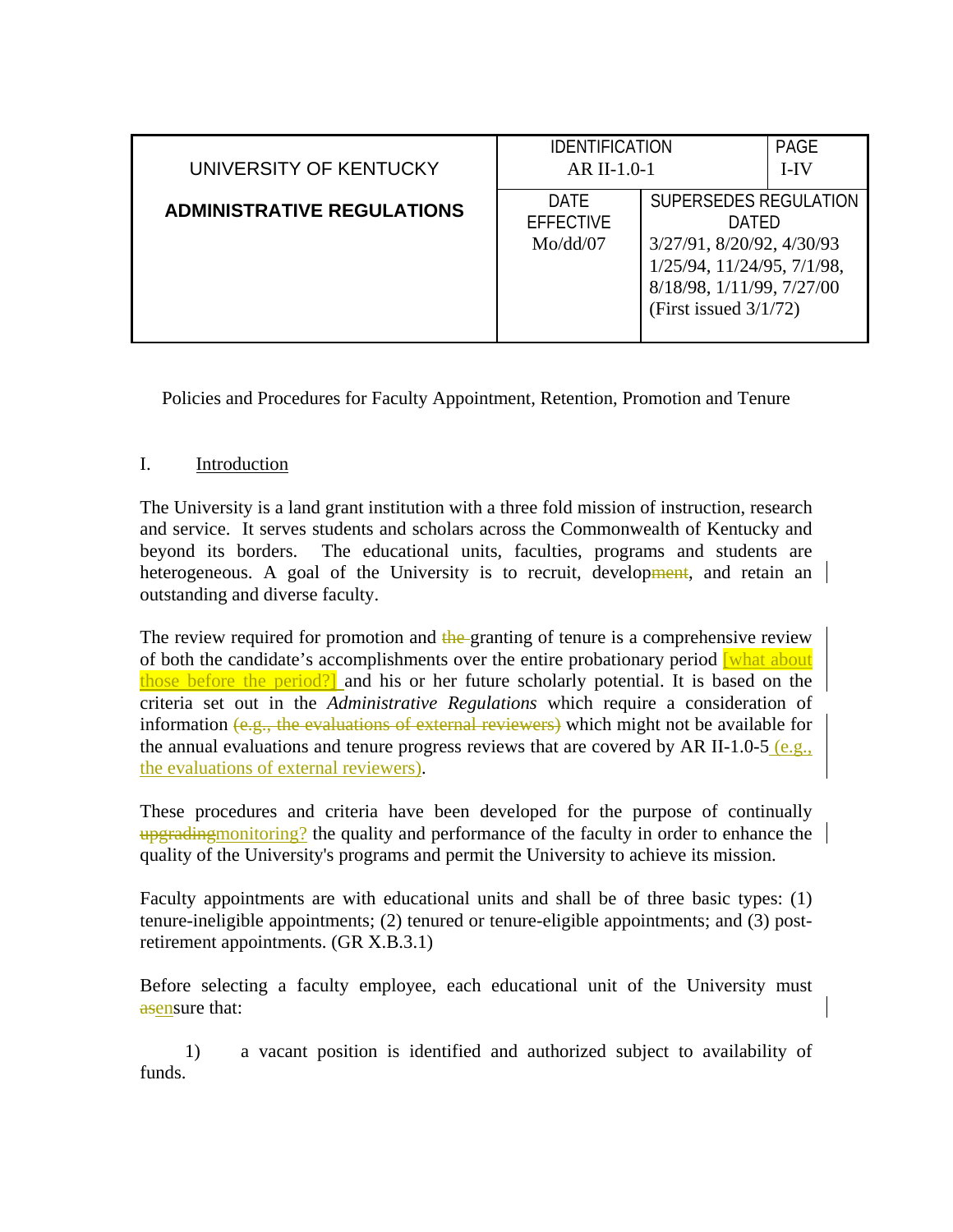| UNIVERSITY OF KENTUCKY<br><br>**ADMINISTRATIVE REGULATIONS** | IDENTIFICATION<br>AR II-1.0-1 | | PAGE<br>I-IV |
|---|---|---|---|
| | DATE EFFECTIVE<br>Mo/dd/07 | SUPERSEDES REGULATION DATED<br>3/27/91, 8/20/92, 4/30/93 1/25/94, 11/24/95, 7/1/98, 8/18/98, 1/11/99, 7/27/00 (First issued 3/1/72) | |

Policies and Procedures for Faculty Appointment, Retention, Promotion and Tenure

## I. Introduction

The University is a land grant institution with a three fold mission of instruction, research and service. It serves students and scholars across the Commonwealth of Kentucky and beyond its borders. The educational units, faculties, programs and students are heterogeneous. A goal of the University is to recruit, develop~~ment~~, and retain an outstanding and diverse faculty.

The review required for promotion and ~~the~~ granting of tenure is a comprehensive review of both the candidate's accomplishments over the entire probationary period [what about those before the period?] and his or her future scholarly potential. It is based on the criteria set out in the *Administrative Regulations* which require a consideration of information ~~(e.g., the evaluations of external reviewers)~~ which might not be available for the annual evaluations and tenure progress reviews that are covered by AR II-1.0-5 (e.g., the evaluations of external reviewers).

These procedures and criteria have been developed for the purpose of continually ~~upgrading~~monitoring? the quality and performance of the faculty in order to enhance the quality of the University's programs and permit the University to achieve its mission.

Faculty appointments are with educational units and shall be of three basic types: (1) tenure-ineligible appointments; (2) tenured or tenure-eligible appointments; and (3) post-retirement appointments. (GR X.B.3.1)

Before selecting a faculty employee, each educational unit of the University must ~~as~~ensure that:

1) a vacant position is identified and authorized subject to availability of funds.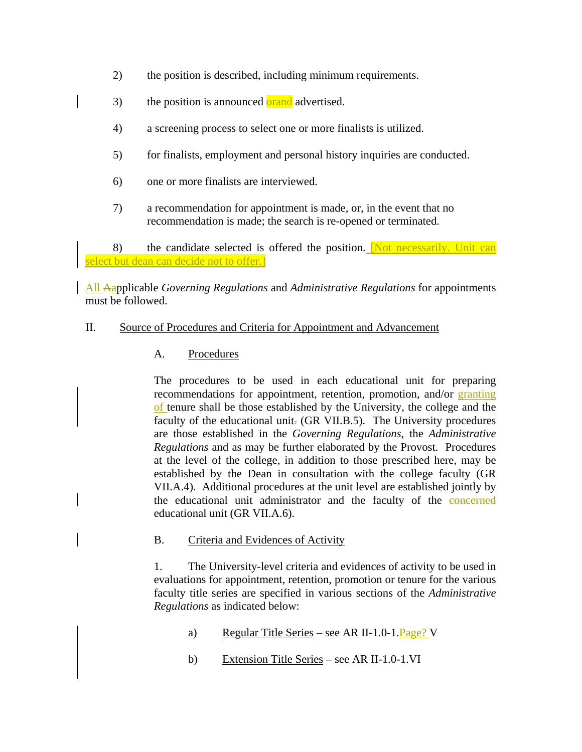2) the position is described, including minimum requirements.

3) the position is announced ~~or~~and advertised.

4) a screening process to select one or more finalists is utilized.

5) for finalists, employment and personal history inquiries are conducted.

6) one or more finalists are interviewed.

7) a recommendation for appointment is made, or, in the event that no recommendation is made; the search is re-opened or terminated.

8) the candidate selected is offered the position. [Not necessarily. Unit can select but dean can decide not to offer.]

All ~~A~~applicable *Governing Regulations* and *Administrative Regulations* for appointments must be followed.

## II. Source of Procedures and Criteria for Appointment and Advancement

### A. Procedures

The procedures to be used in each educational unit for preparing recommendations for appointment, retention, promotion, and/or granting of tenure shall be those established by the University, the college and the faculty of the educational unit~~.~~ (GR VII.B.5). The University procedures are those established in the *Governing Regulations*, the *Administrative Regulations* and as may be further elaborated by the Provost. Procedures at the level of the college, in addition to those prescribed here, may be established by the Dean in consultation with the college faculty (GR VII.A.4). Additional procedures at the unit level are established jointly by the educational unit administrator and the faculty of the ~~concerned~~ educational unit (GR VII.A.6).

### B. Criteria and Evidences of Activity

1. The University-level criteria and evidences of activity to be used in evaluations for appointment, retention, promotion or tenure for the various faculty title series are specified in various sections of the *Administrative Regulations* as indicated below:

a) Regular Title Series – see AR II-1.0-1.Page? V

b) Extension Title Series – see AR II-1.0-1.VI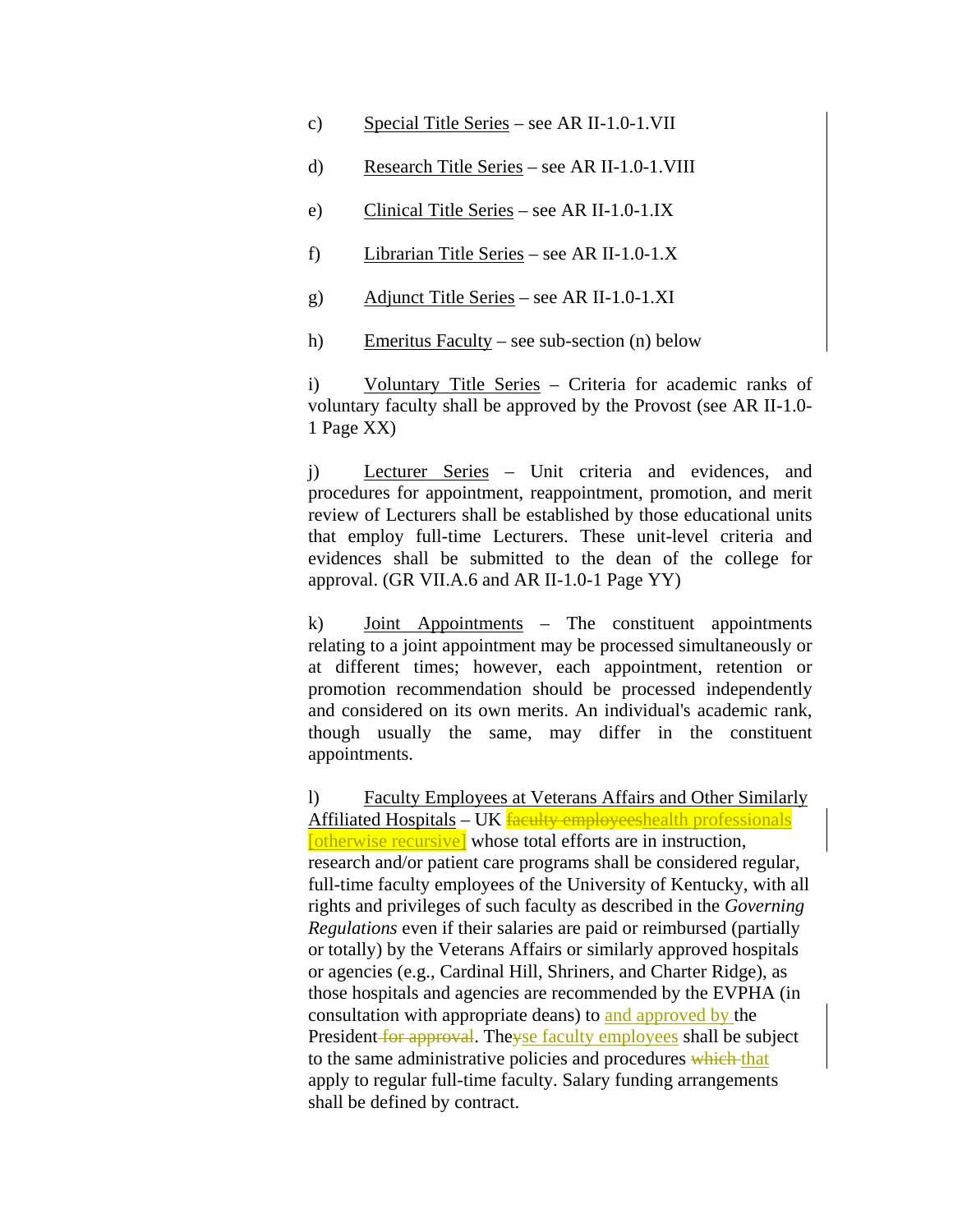c) Special Title Series – see AR II-1.0-1.VII

d) Research Title Series – see AR II-1.0-1.VIII

e) Clinical Title Series – see AR II-1.0-1.IX

f) Librarian Title Series – see AR II-1.0-1.X

g) Adjunct Title Series – see AR II-1.0-1.XI

h) Emeritus Faculty – see sub-section (n) below

i) Voluntary Title Series – Criteria for academic ranks of voluntary faculty shall be approved by the Provost (see AR II-1.0-1 Page XX)

j) Lecturer Series – Unit criteria and evidences, and procedures for appointment, reappointment, promotion, and merit review of Lecturers shall be established by those educational units that employ full-time Lecturers. These unit-level criteria and evidences shall be submitted to the dean of the college for approval. (GR VII.A.6 and AR II-1.0-1 Page YY)

k) Joint Appointments – The constituent appointments relating to a joint appointment may be processed simultaneously or at different times; however, each appointment, retention or promotion recommendation should be processed independently and considered on its own merits. An individual's academic rank, though usually the same, may differ in the constituent appointments.

l) Faculty Employees at Veterans Affairs and Other Similarly Affiliated Hospitals – UK ~~faculty employees~~health professionals [otherwise recursive] whose total efforts are in instruction, research and/or patient care programs shall be considered regular, full-time faculty employees of the University of Kentucky, with all rights and privileges of such faculty as described in the *Governing Regulations* even if their salaries are paid or reimbursed (partially or totally) by the Veterans Affairs or similarly approved hospitals or agencies (e.g., Cardinal Hill, Shriners, and Charter Ridge), as those hospitals and agencies are recommended by the EVPHA (in consultation with appropriate deans) to and approved by the President ~~for approval~~. The~~y~~se faculty employees shall be subject to the same administrative policies and procedures ~~which~~ that apply to regular full-time faculty. Salary funding arrangements shall be defined by contract.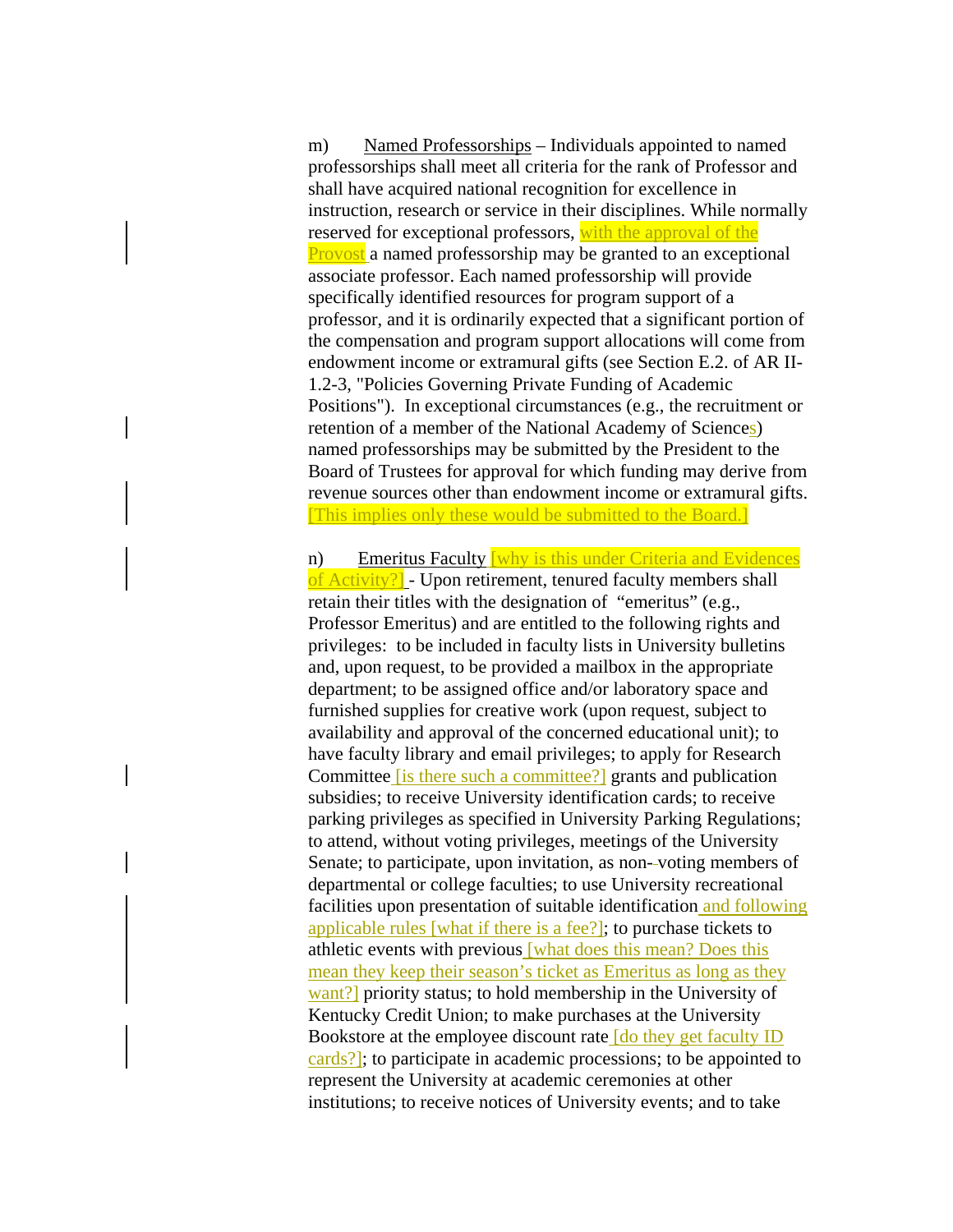m) Named Professorships – Individuals appointed to named professorships shall meet all criteria for the rank of Professor and shall have acquired national recognition for excellence in instruction, research or service in their disciplines. While normally reserved for exceptional professors, with the approval of the Provost a named professorship may be granted to an exceptional associate professor. Each named professorship will provide specifically identified resources for program support of a professor, and it is ordinarily expected that a significant portion of the compensation and program support allocations will come from endowment income or extramural gifts (see Section E.2. of AR II-1.2-3, "Policies Governing Private Funding of Academic Positions"). In exceptional circumstances (e.g., the recruitment or retention of a member of the National Academy of Sciences) named professorships may be submitted by the President to the Board of Trustees for approval for which funding may derive from revenue sources other than endowment income or extramural gifts. [This implies only these would be submitted to the Board.]

n) Emeritus Faculty [why is this under Criteria and Evidences of Activity?] - Upon retirement, tenured faculty members shall retain their titles with the designation of "emeritus" (e.g., Professor Emeritus) and are entitled to the following rights and privileges: to be included in faculty lists in University bulletins and, upon request, to be provided a mailbox in the appropriate department; to be assigned office and/or laboratory space and furnished supplies for creative work (upon request, subject to availability and approval of the concerned educational unit); to have faculty library and email privileges; to apply for Research Committee [is there such a committee?] grants and publication subsidies; to receive University identification cards; to receive parking privileges as specified in University Parking Regulations; to attend, without voting privileges, meetings of the University Senate; to participate, upon invitation, as non-voting members of departmental or college faculties; to use University recreational facilities upon presentation of suitable identification and following applicable rules [what if there is a fee?]; to purchase tickets to athletic events with previous [what does this mean? Does this mean they keep their season's ticket as Emeritus as long as they want?] priority status; to hold membership in the University of Kentucky Credit Union; to make purchases at the University Bookstore at the employee discount rate [do they get faculty ID cards?]; to participate in academic processions; to be appointed to represent the University at academic ceremonies at other institutions; to receive notices of University events; and to take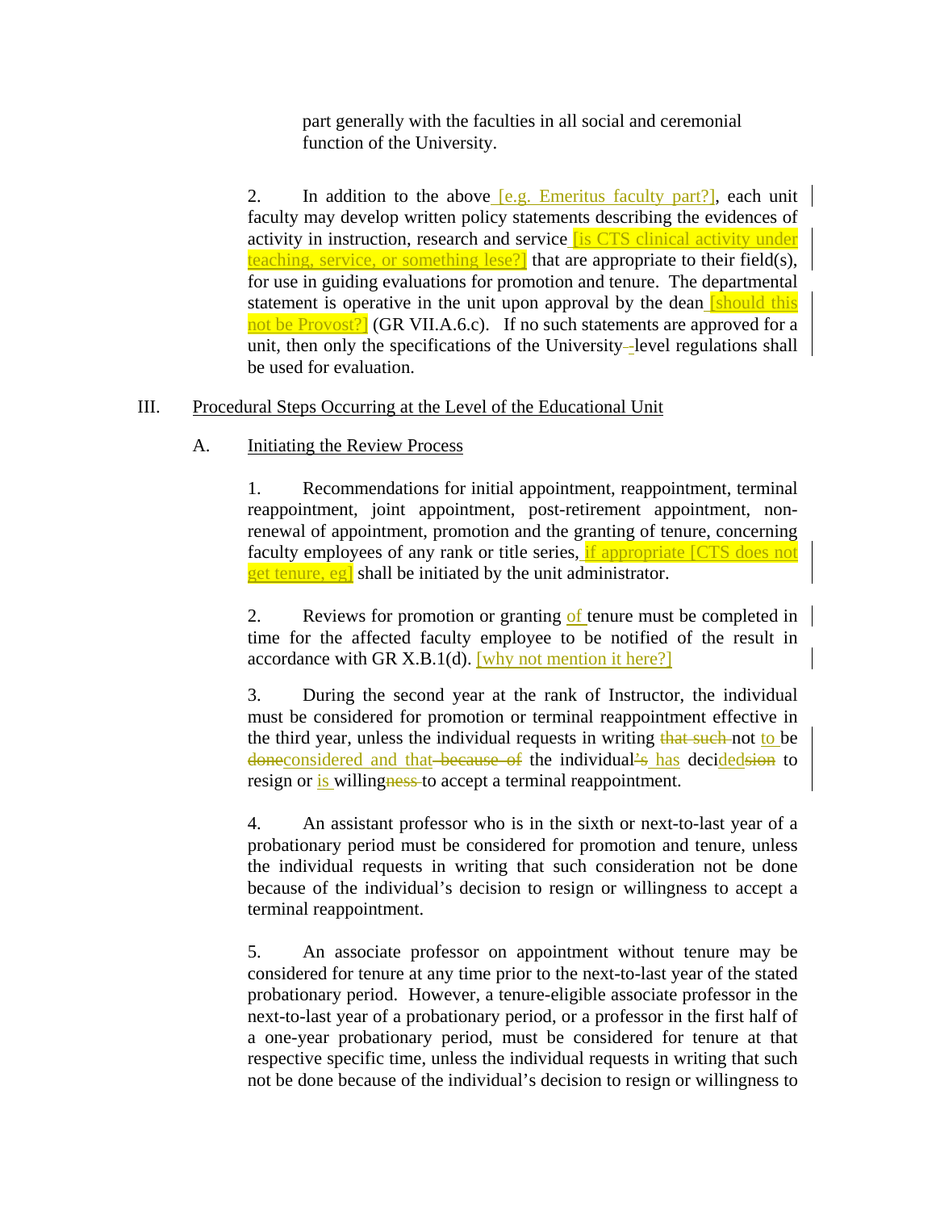part generally with the faculties in all social and ceremonial function of the University.

2. In addition to the above [e.g. Emeritus faculty part?], each unit faculty may develop written policy statements describing the evidences of activity in instruction, research and service [is CTS clinical activity under teaching, service, or something lese?] that are appropriate to their field(s), for use in guiding evaluations for promotion and tenure. The departmental statement is operative in the unit upon approval by the dean [should this not be Provost?] (GR VII.A.6.c). If no such statements are approved for a unit, then only the specifications of the University-level regulations shall be used for evaluation.

III. Procedural Steps Occurring at the Level of the Educational Unit

A. Initiating the Review Process

1. Recommendations for initial appointment, reappointment, terminal reappointment, joint appointment, post-retirement appointment, non-renewal of appointment, promotion and the granting of tenure, concerning faculty employees of any rank or title series, if appropriate [CTS does not get tenure, eg] shall be initiated by the unit administrator.

2. Reviews for promotion or granting of tenure must be completed in time for the affected faculty employee to be notified of the result in accordance with GR X.B.1(d). [why not mention it here?]

3. During the second year at the rank of Instructor, the individual must be considered for promotion or terminal reappointment effective in the third year, unless the individual requests in writing ~~that such~~ not to be ~~done~~considered and that ~~because of~~ the individual~~'s~~ has deci~~sion~~ded to resign or is willing~~ness~~ to accept a terminal reappointment.

4. An assistant professor who is in the sixth or next-to-last year of a probationary period must be considered for promotion and tenure, unless the individual requests in writing that such consideration not be done because of the individual's decision to resign or willingness to accept a terminal reappointment.

5. An associate professor on appointment without tenure may be considered for tenure at any time prior to the next-to-last year of the stated probationary period. However, a tenure-eligible associate professor in the next-to-last year of a probationary period, or a professor in the first half of a one-year probationary period, must be considered for tenure at that respective specific time, unless the individual requests in writing that such not be done because of the individual's decision to resign or willingness to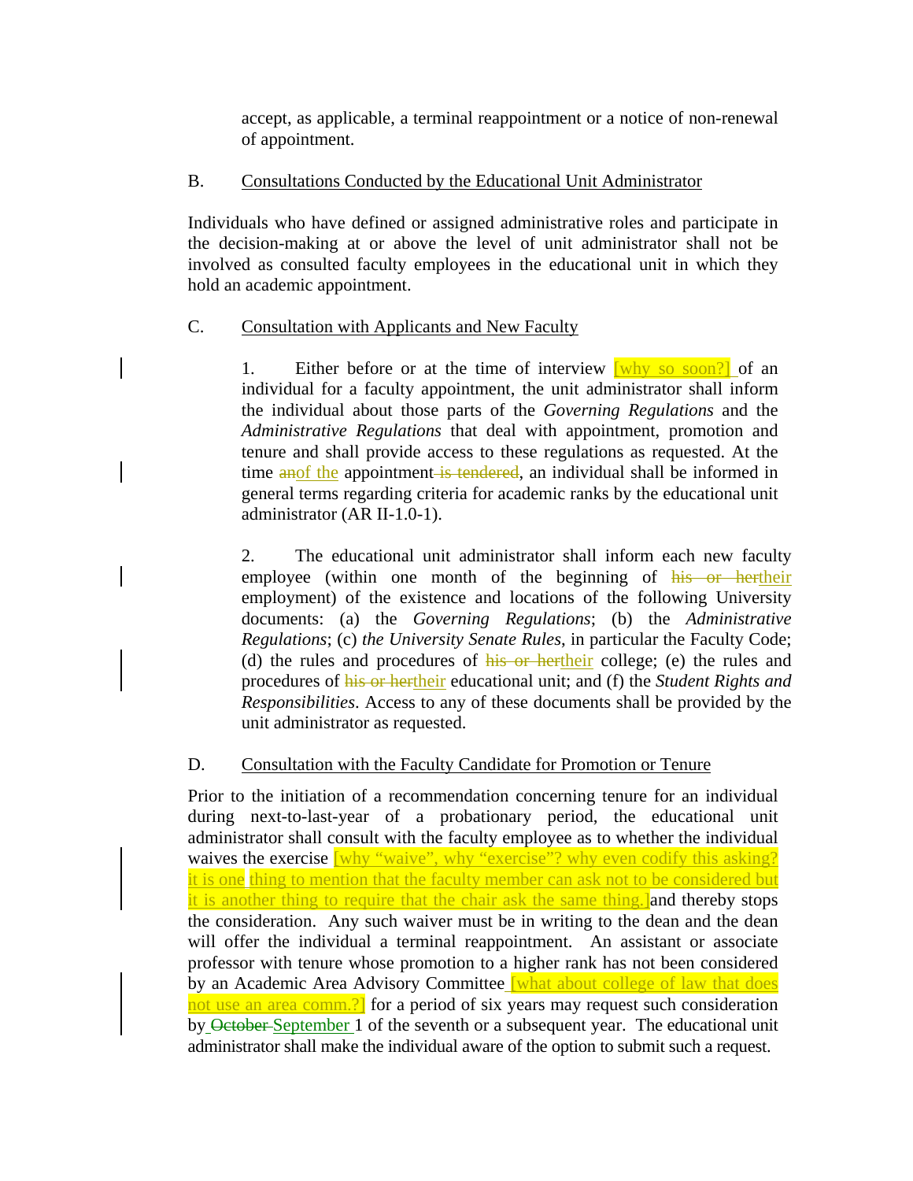accept, as applicable, a terminal reappointment or a notice of non-renewal of appointment.

B. Consultations Conducted by the Educational Unit Administrator

Individuals who have defined or assigned administrative roles and participate in the decision-making at or above the level of unit administrator shall not be involved as consulted faculty employees in the educational unit in which they hold an academic appointment.

C. Consultation with Applicants and New Faculty

1. Either before or at the time of interview [why so soon?] of an individual for a faculty appointment, the unit administrator shall inform the individual about those parts of the *Governing Regulations* and the *Administrative Regulations* that deal with appointment, promotion and tenure and shall provide access to these regulations as requested. At the time ~~an~~of the appointment ~~is tendered~~, an individual shall be informed in general terms regarding criteria for academic ranks by the educational unit administrator (AR II-1.0-1).

2. The educational unit administrator shall inform each new faculty employee (within one month of the beginning of ~~his or her~~their employment) of the existence and locations of the following University documents: (a) the *Governing Regulations*; (b) the *Administrative Regulations*; (c) *the University Senate Rules*, in particular the Faculty Code; (d) the rules and procedures of ~~his or her~~their college; (e) the rules and procedures of ~~his or her~~their educational unit; and (f) the *Student Rights and Responsibilities*. Access to any of these documents shall be provided by the unit administrator as requested.

D. Consultation with the Faculty Candidate for Promotion or Tenure

Prior to the initiation of a recommendation concerning tenure for an individual during next-to-last-year of a probationary period, the educational unit administrator shall consult with the faculty employee as to whether the individual waives the exercise [why "waive", why "exercise"? why even codify this asking? it is one thing to mention that the faculty member can ask not to be considered but it is another thing to require that the chair ask the same thing.]and thereby stops the consideration. Any such waiver must be in writing to the dean and the dean will offer the individual a terminal reappointment. An assistant or associate professor with tenure whose promotion to a higher rank has not been considered by an Academic Area Advisory Committee [what about college of law that does not use an area comm.?] for a period of six years may request such consideration by ~~October~~ September 1 of the seventh or a subsequent year. The educational unit administrator shall make the individual aware of the option to submit such a request.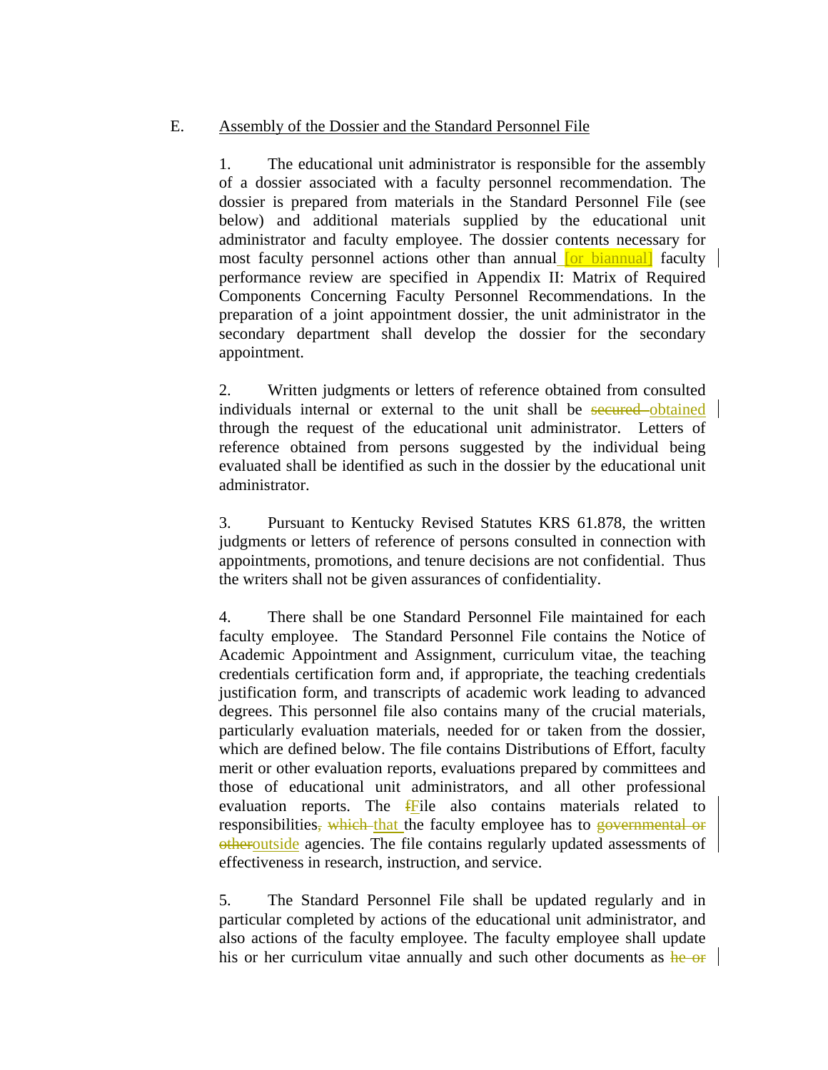E. Assembly of the Dossier and the Standard Personnel File

1. The educational unit administrator is responsible for the assembly of a dossier associated with a faculty personnel recommendation. The dossier is prepared from materials in the Standard Personnel File (see below) and additional materials supplied by the educational unit administrator and faculty employee. The dossier contents necessary for most faculty personnel actions other than annual [or biannual] faculty performance review are specified in Appendix II: Matrix of Required Components Concerning Faculty Personnel Recommendations. In the preparation of a joint appointment dossier, the unit administrator in the secondary department shall develop the dossier for the secondary appointment.

2. Written judgments or letters of reference obtained from consulted individuals internal or external to the unit shall be ~~secured~~ obtained through the request of the educational unit administrator. Letters of reference obtained from persons suggested by the individual being evaluated shall be identified as such in the dossier by the educational unit administrator.

3. Pursuant to Kentucky Revised Statutes KRS 61.878, the written judgments or letters of reference of persons consulted in connection with appointments, promotions, and tenure decisions are not confidential. Thus the writers shall not be given assurances of confidentiality.

4. There shall be one Standard Personnel File maintained for each faculty employee. The Standard Personnel File contains the Notice of Academic Appointment and Assignment, curriculum vitae, the teaching credentials certification form and, if appropriate, the teaching credentials justification form, and transcripts of academic work leading to advanced degrees. This personnel file also contains many of the crucial materials, particularly evaluation materials, needed for or taken from the dossier, which are defined below. The file contains Distributions of Effort, faculty merit or other evaluation reports, evaluations prepared by committees and those of educational unit administrators, and all other professional evaluation reports. The ~~f~~File also contains materials related to responsibilities~~, which~~ that the faculty employee has to ~~governmental or other~~outside agencies. The file contains regularly updated assessments of effectiveness in research, instruction, and service.

5. The Standard Personnel File shall be updated regularly and in particular completed by actions of the educational unit administrator, and also actions of the faculty employee. The faculty employee shall update his or her curriculum vitae annually and such other documents as ~~he or~~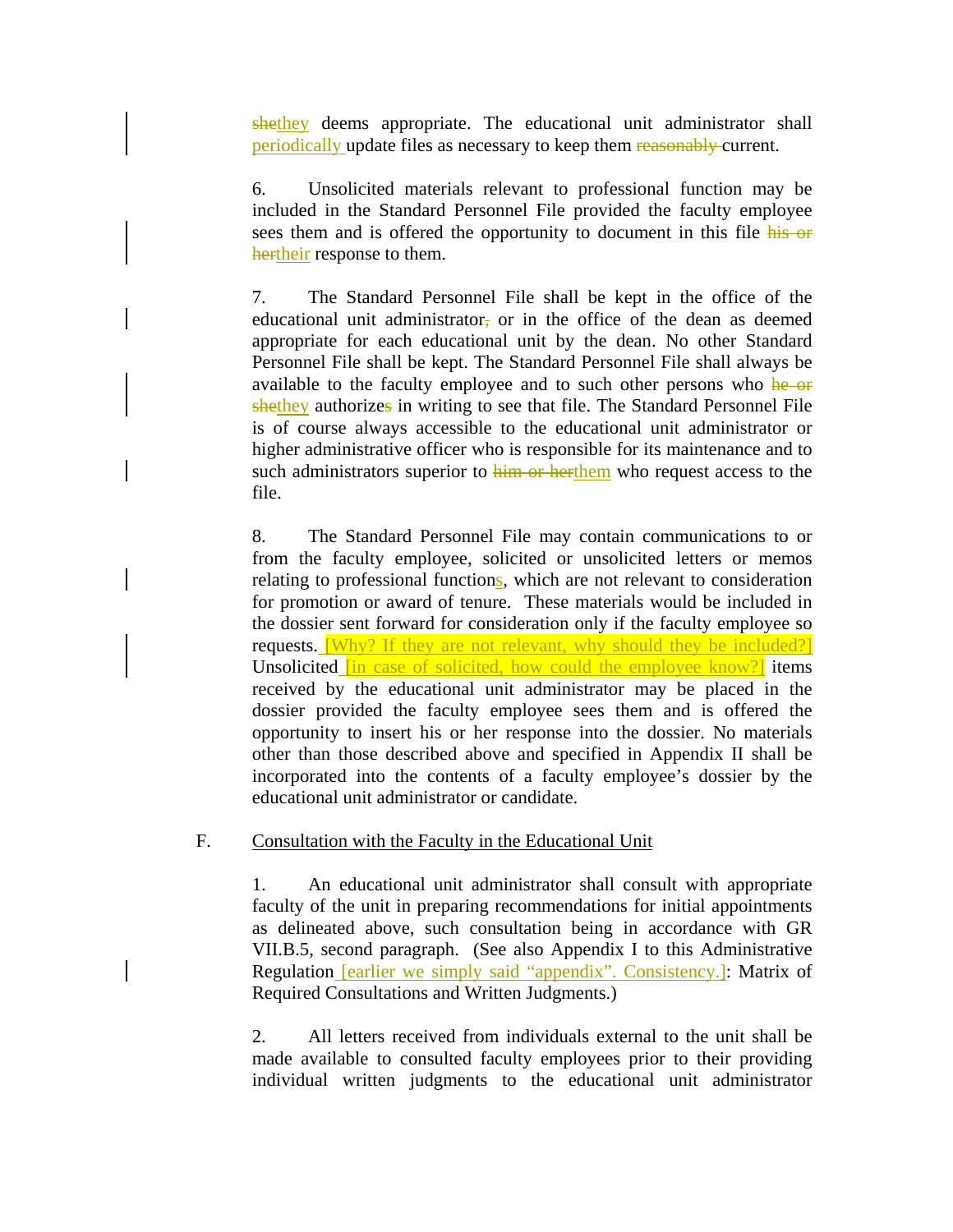~~she~~they deems appropriate. The educational unit administrator shall periodically update files as necessary to keep them ~~reasonably~~ current.

6. Unsolicited materials relevant to professional function may be included in the Standard Personnel File provided the faculty employee sees them and is offered the opportunity to document in this file ~~his or her~~their response to them.

7. The Standard Personnel File shall be kept in the office of the educational unit administrator~~,~~ or in the office of the dean as deemed appropriate for each educational unit by the dean. No other Standard Personnel File shall be kept. The Standard Personnel File shall always be available to the faculty employee and to such other persons who ~~he or she~~they authorize~~s~~ in writing to see that file. The Standard Personnel File is of course always accessible to the educational unit administrator or higher administrative officer who is responsible for its maintenance and to such administrators superior to ~~him or her~~them who request access to the file.

8. The Standard Personnel File may contain communications to or from the faculty employee, solicited or unsolicited letters or memos relating to professional functions, which are not relevant to consideration for promotion or award of tenure. These materials would be included in the dossier sent forward for consideration only if the faculty employee so requests. [Why? If they are not relevant, why should they be included?] Unsolicited [in case of solicited, how could the employee know?] items received by the educational unit administrator may be placed in the dossier provided the faculty employee sees them and is offered the opportunity to insert his or her response into the dossier. No materials other than those described above and specified in Appendix II shall be incorporated into the contents of a faculty employee's dossier by the educational unit administrator or candidate.

F. Consultation with the Faculty in the Educational Unit

1. An educational unit administrator shall consult with appropriate faculty of the unit in preparing recommendations for initial appointments as delineated above, such consultation being in accordance with GR VII.B.5, second paragraph. (See also Appendix I to this Administrative Regulation [earlier we simply said "appendix". Consistency.]: Matrix of Required Consultations and Written Judgments.)

2. All letters received from individuals external to the unit shall be made available to consulted faculty employees prior to their providing individual written judgments to the educational unit administrator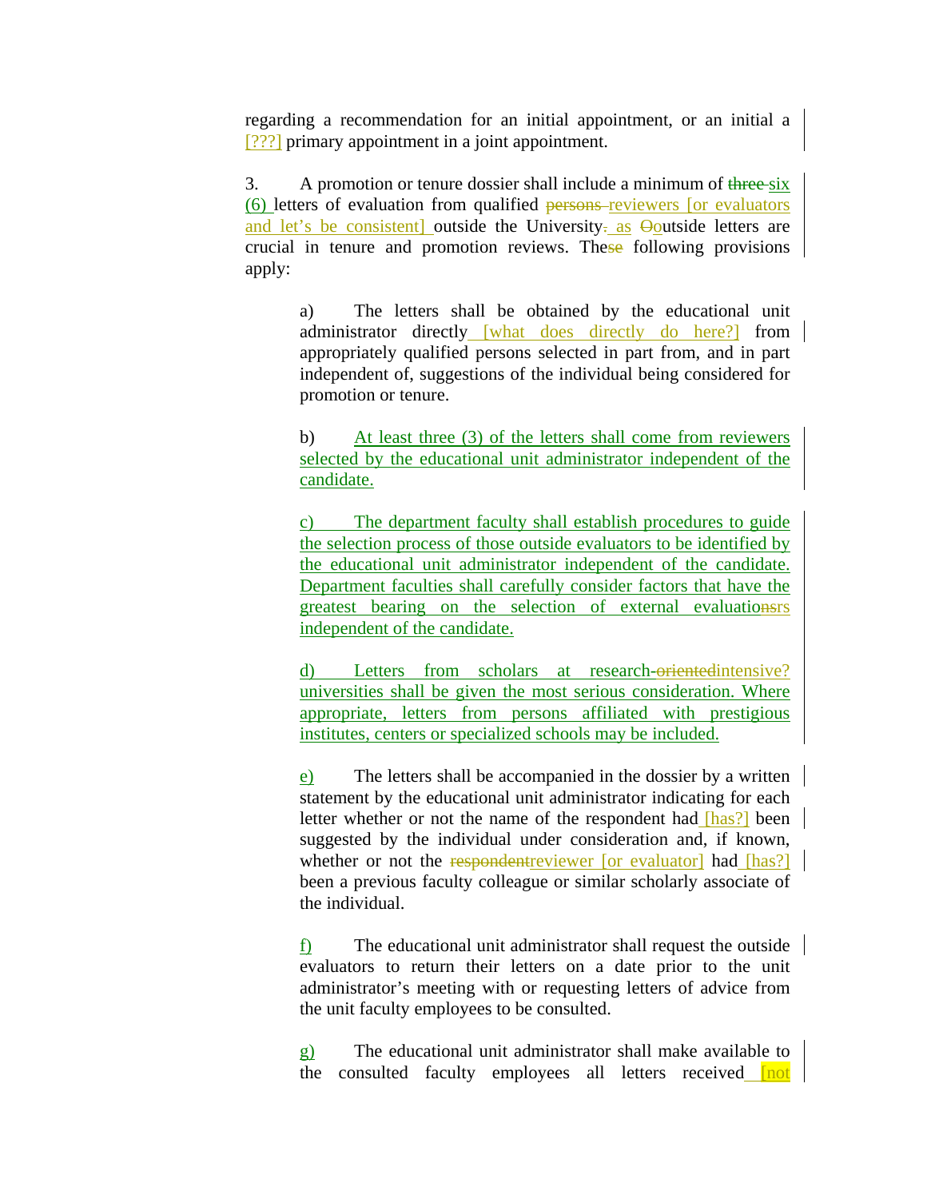regarding a recommendation for an initial appointment, or an initial a [???] primary appointment in a joint appointment.

3. A promotion or tenure dossier shall include a minimum of ~~three~~ six (6) letters of evaluation from qualified ~~persons~~ reviewers [or evaluators and let's be consistent] outside the University~~.~~ as ~~O~~outside letters are crucial in tenure and promotion reviews. The~~se~~ following provisions apply:

> a) The letters shall be obtained by the educational unit administrator directly [what does directly do here?] from appropriately qualified persons selected in part from, and in part independent of, suggestions of the individual being considered for promotion or tenure.
>
> b) At least three (3) of the letters shall come from reviewers selected by the educational unit administrator independent of the candidate.
>
> c) The department faculty shall establish procedures to guide the selection process of those outside evaluators to be identified by the educational unit administrator independent of the candidate. Department faculties shall carefully consider factors that have the greatest bearing on the selection of external evaluatio~~ns~~rs independent of the candidate.
>
> d) Letters from scholars at research-~~oriented~~intensive? universities shall be given the most serious consideration. Where appropriate, letters from persons affiliated with prestigious institutes, centers or specialized schools may be included.
>
> e) The letters shall be accompanied in the dossier by a written statement by the educational unit administrator indicating for each letter whether or not the name of the respondent had [has?] been suggested by the individual under consideration and, if known, whether or not the ~~respondent~~reviewer [or evaluator] had [has?] been a previous faculty colleague or similar scholarly associate of the individual.
>
> f) The educational unit administrator shall request the outside evaluators to return their letters on a date prior to the unit administrator's meeting with or requesting letters of advice from the unit faculty employees to be consulted.
>
> g) The educational unit administrator shall make available to the consulted faculty employees all letters received [not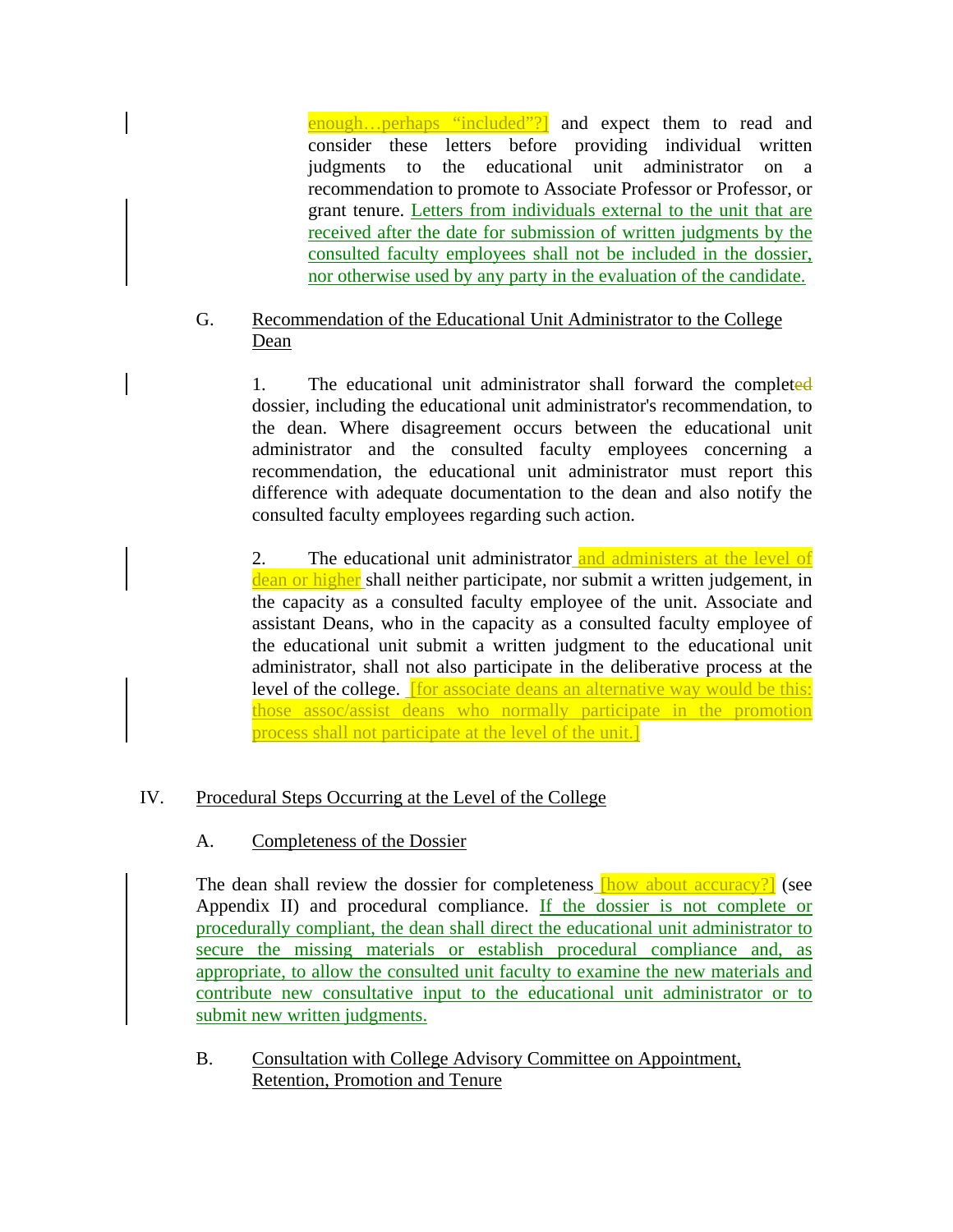enough…perhaps "included"?] and expect them to read and consider these letters before providing individual written judgments to the educational unit administrator on a recommendation to promote to Associate Professor or Professor, or grant tenure. Letters from individuals external to the unit that are received after the date for submission of written judgments by the consulted faculty employees shall not be included in the dossier, nor otherwise used by any party in the evaluation of the candidate.

G. Recommendation of the Educational Unit Administrator to the College Dean

1. The educational unit administrator shall forward the completed dossier, including the educational unit administrator's recommendation, to the dean. Where disagreement occurs between the educational unit administrator and the consulted faculty employees concerning a recommendation, the educational unit administrator must report this difference with adequate documentation to the dean and also notify the consulted faculty employees regarding such action.

2. The educational unit administrator and administers at the level of dean or higher shall neither participate, nor submit a written judgement, in the capacity as a consulted faculty employee of the unit. Associate and assistant Deans, who in the capacity as a consulted faculty employee of the educational unit submit a written judgment to the educational unit administrator, shall not also participate in the deliberative process at the level of the college. [for associate deans an alternative way would be this: those assoc/assist deans who normally participate in the promotion process shall not participate at the level of the unit.]

IV. Procedural Steps Occurring at the Level of the College

A. Completeness of the Dossier

The dean shall review the dossier for completeness [how about accuracy?] (see Appendix II) and procedural compliance. If the dossier is not complete or procedurally compliant, the dean shall direct the educational unit administrator to secure the missing materials or establish procedural compliance and, as appropriate, to allow the consulted unit faculty to examine the new materials and contribute new consultative input to the educational unit administrator or to submit new written judgments.

B. Consultation with College Advisory Committee on Appointment, Retention, Promotion and Tenure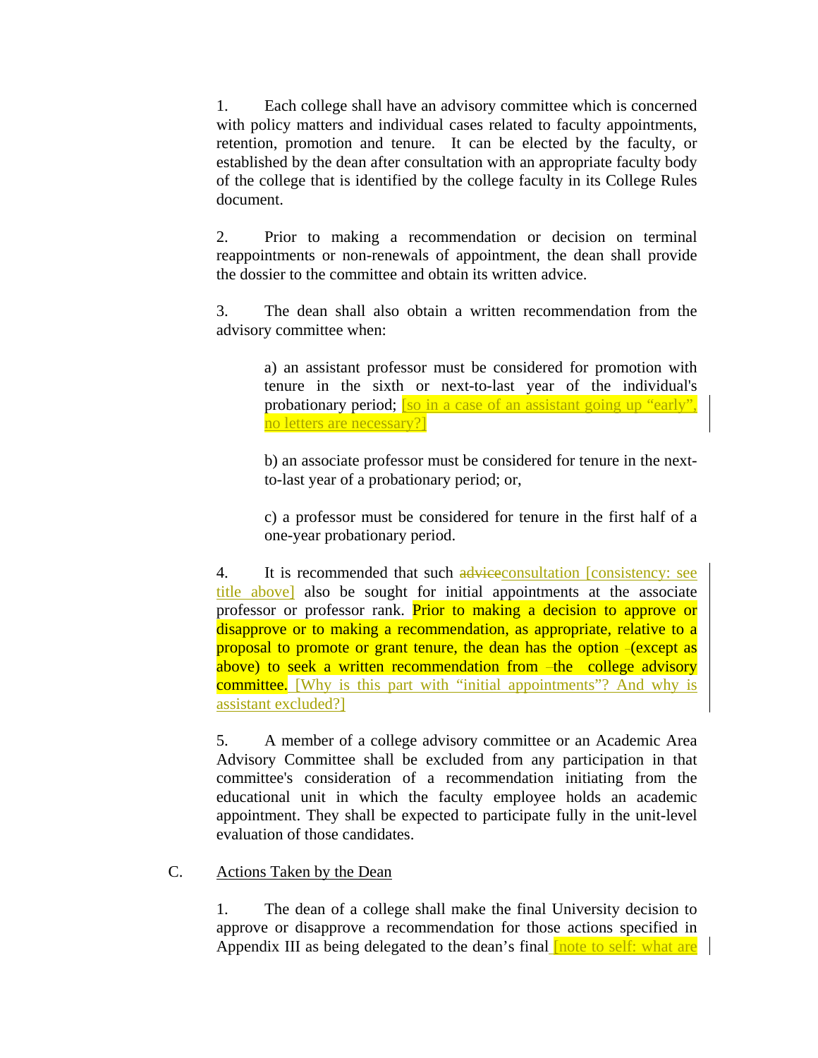1. Each college shall have an advisory committee which is concerned with policy matters and individual cases related to faculty appointments, retention, promotion and tenure. It can be elected by the faculty, or established by the dean after consultation with an appropriate faculty body of the college that is identified by the college faculty in its College Rules document.

2. Prior to making a recommendation or decision on terminal reappointments or non-renewals of appointment, the dean shall provide the dossier to the committee and obtain its written advice.

3. The dean shall also obtain a written recommendation from the advisory committee when:

   a) an assistant professor must be considered for promotion with tenure in the sixth or next-to-last year of the individual's probationary period; [so in a case of an assistant going up "early", no letters are necessary?]

   b) an associate professor must be considered for tenure in the next-to-last year of a probationary period; or,

   c) a professor must be considered for tenure in the first half of a one-year probationary period.

4. It is recommended that such ~~advice~~consultation [consistency: see title above] also be sought for initial appointments at the associate professor or professor rank. Prior to making a decision to approve or disapprove or to making a recommendation, as appropriate, relative to a proposal to promote or grant tenure, the dean has the option (except as above) to seek a written recommendation from the college advisory committee. [Why is this part with "initial appointments"? And why is assistant excluded?]

5. A member of a college advisory committee or an Academic Area Advisory Committee shall be excluded from any participation in that committee's consideration of a recommendation initiating from the educational unit in which the faculty employee holds an academic appointment. They shall be expected to participate fully in the unit-level evaluation of those candidates.

C. Actions Taken by the Dean

1. The dean of a college shall make the final University decision to approve or disapprove a recommendation for those actions specified in Appendix III as being delegated to the dean's final [note to self: what are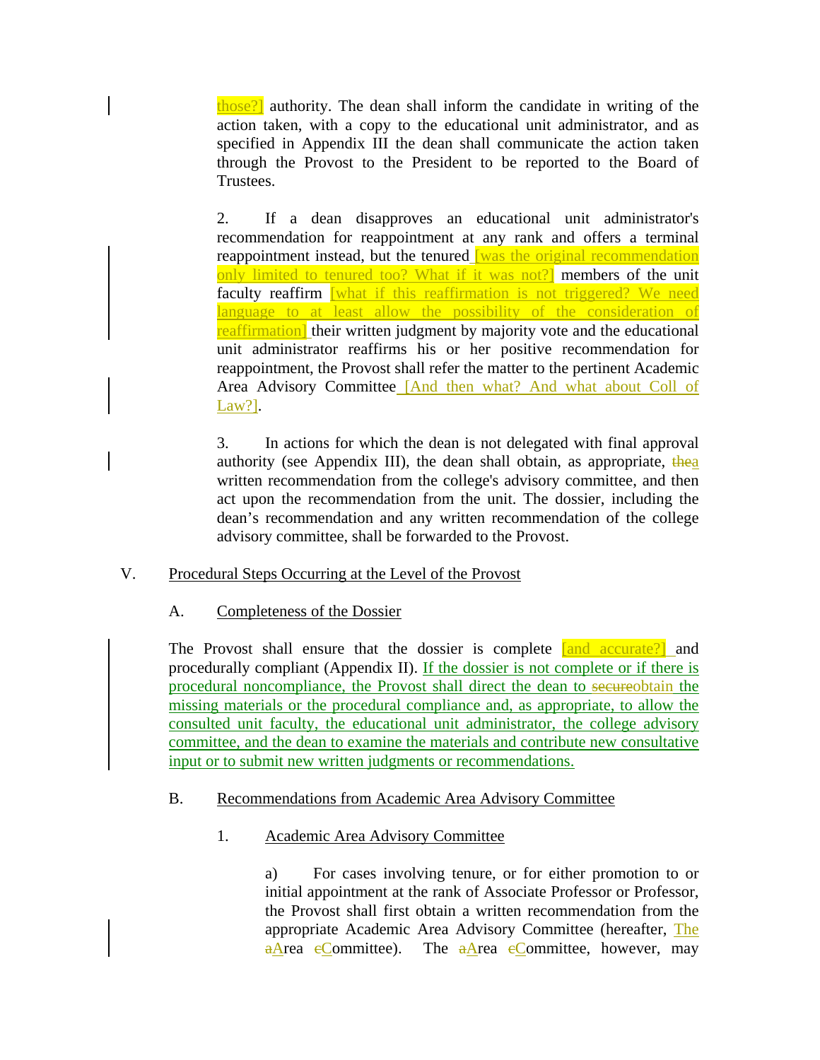those?] authority. The dean shall inform the candidate in writing of the action taken, with a copy to the educational unit administrator, and as specified in Appendix III the dean shall communicate the action taken through the Provost to the President to be reported to the Board of Trustees.

2. If a dean disapproves an educational unit administrator's recommendation for reappointment at any rank and offers a terminal reappointment instead, but the tenured [was the original recommendation only limited to tenured too? What if it was not?] members of the unit faculty reaffirm [what if this reaffirmation is not triggered? We need language to at least allow the possibility of the consideration of reaffirmation] their written judgment by majority vote and the educational unit administrator reaffirms his or her positive recommendation for reappointment, the Provost shall refer the matter to the pertinent Academic Area Advisory Committee [And then what? And what about Coll of Law?].

3. In actions for which the dean is not delegated with final approval authority (see Appendix III), the dean shall obtain, as appropriate, thea written recommendation from the college's advisory committee, and then act upon the recommendation from the unit. The dossier, including the dean's recommendation and any written recommendation of the college advisory committee, shall be forwarded to the Provost.

## V. Procedural Steps Occurring at the Level of the Provost

### A. Completeness of the Dossier

The Provost shall ensure that the dossier is complete [and accurate?] and procedurally compliant (Appendix II). If the dossier is not complete or if there is procedural noncompliance, the Provost shall direct the dean to secureobtain the missing materials or the procedural compliance and, as appropriate, to allow the consulted unit faculty, the educational unit administrator, the college advisory committee, and the dean to examine the materials and contribute new consultative input or to submit new written judgments or recommendations.

### B. Recommendations from Academic Area Advisory Committee

#### 1. Academic Area Advisory Committee

a) For cases involving tenure, or for either promotion to or initial appointment at the rank of Associate Professor or Professor, the Provost shall first obtain a written recommendation from the appropriate Academic Area Advisory Committee (hereafter, The aArea cCommittee). The aArea cCommittee, however, may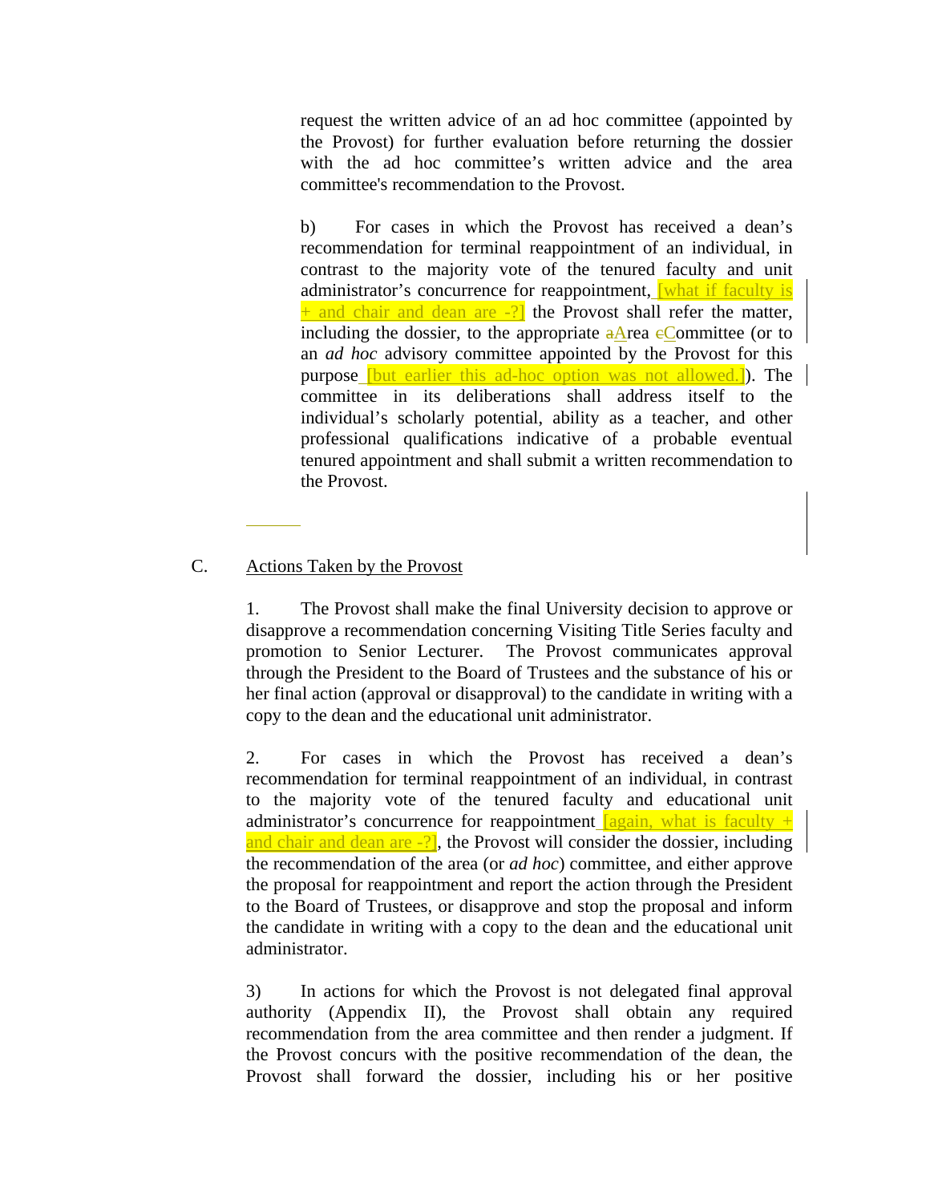request the written advice of an ad hoc committee (appointed by the Provost) for further evaluation before returning the dossier with the ad hoc committee's written advice and the area committee's recommendation to the Provost.

b) For cases in which the Provost has received a dean's recommendation for terminal reappointment of an individual, in contrast to the majority vote of the tenured faculty and unit administrator's concurrence for reappointment, [what if faculty is + and chair and dean are -?] the Provost shall refer the matter, including the dossier, to the appropriate Area Committee (or to an *ad hoc* advisory committee appointed by the Provost for this purpose [but earlier this ad-hoc option was not allowed.]). The committee in its deliberations shall address itself to the individual's scholarly potential, ability as a teacher, and other professional qualifications indicative of a probable eventual tenured appointment and shall submit a written recommendation to the Provost.

C. Actions Taken by the Provost

1. The Provost shall make the final University decision to approve or disapprove a recommendation concerning Visiting Title Series faculty and promotion to Senior Lecturer. The Provost communicates approval through the President to the Board of Trustees and the substance of his or her final action (approval or disapproval) to the candidate in writing with a copy to the dean and the educational unit administrator.

2. For cases in which the Provost has received a dean's recommendation for terminal reappointment of an individual, in contrast to the majority vote of the tenured faculty and educational unit administrator's concurrence for reappointment [again, what is faculty + and chair and dean are -?], the Provost will consider the dossier, including the recommendation of the area (or *ad hoc*) committee, and either approve the proposal for reappointment and report the action through the President to the Board of Trustees, or disapprove and stop the proposal and inform the candidate in writing with a copy to the dean and the educational unit administrator.

3) In actions for which the Provost is not delegated final approval authority (Appendix II), the Provost shall obtain any required recommendation from the area committee and then render a judgment. If the Provost concurs with the positive recommendation of the dean, the Provost shall forward the dossier, including his or her positive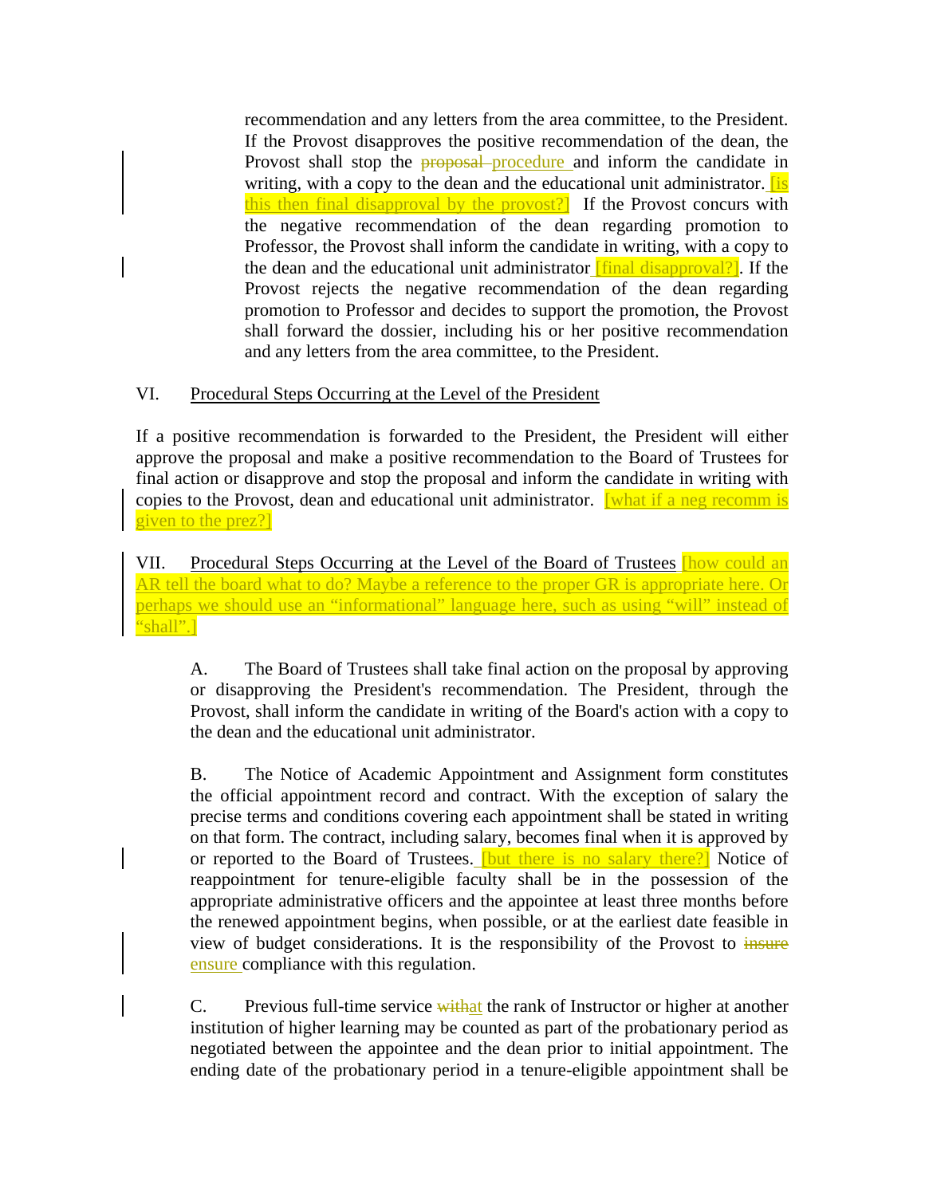recommendation and any letters from the area committee, to the President. If the Provost disapproves the positive recommendation of the dean, the Provost shall stop the ~~proposal~~ procedure and inform the candidate in writing, with a copy to the dean and the educational unit administrator. [is this then final disapproval by the provost?] If the Provost concurs with the negative recommendation of the dean regarding promotion to Professor, the Provost shall inform the candidate in writing, with a copy to the dean and the educational unit administrator [final disapproval?]. If the Provost rejects the negative recommendation of the dean regarding promotion to Professor and decides to support the promotion, the Provost shall forward the dossier, including his or her positive recommendation and any letters from the area committee, to the President.

VI. Procedural Steps Occurring at the Level of the President

If a positive recommendation is forwarded to the President, the President will either approve the proposal and make a positive recommendation to the Board of Trustees for final action or disapprove and stop the proposal and inform the candidate in writing with copies to the Provost, dean and educational unit administrator. [what if a neg recomm is given to the prez?]

VII. Procedural Steps Occurring at the Level of the Board of Trustees [how could an AR tell the board what to do? Maybe a reference to the proper GR is appropriate here. Or perhaps we should use an "informational" language here, such as using "will" instead of "shall".]

A. The Board of Trustees shall take final action on the proposal by approving or disapproving the President's recommendation. The President, through the Provost, shall inform the candidate in writing of the Board's action with a copy to the dean and the educational unit administrator.

B. The Notice of Academic Appointment and Assignment form constitutes the official appointment record and contract. With the exception of salary the precise terms and conditions covering each appointment shall be stated in writing on that form. The contract, including salary, becomes final when it is approved by or reported to the Board of Trustees. [but there is no salary there?] Notice of reappointment for tenure-eligible faculty shall be in the possession of the appropriate administrative officers and the appointee at least three months before the renewed appointment begins, when possible, or at the earliest date feasible in view of budget considerations. It is the responsibility of the Provost to ~~insure~~ ensure compliance with this regulation.

C. Previous full-time service ~~with~~at the rank of Instructor or higher at another institution of higher learning may be counted as part of the probationary period as negotiated between the appointee and the dean prior to initial appointment. The ending date of the probationary period in a tenure-eligible appointment shall be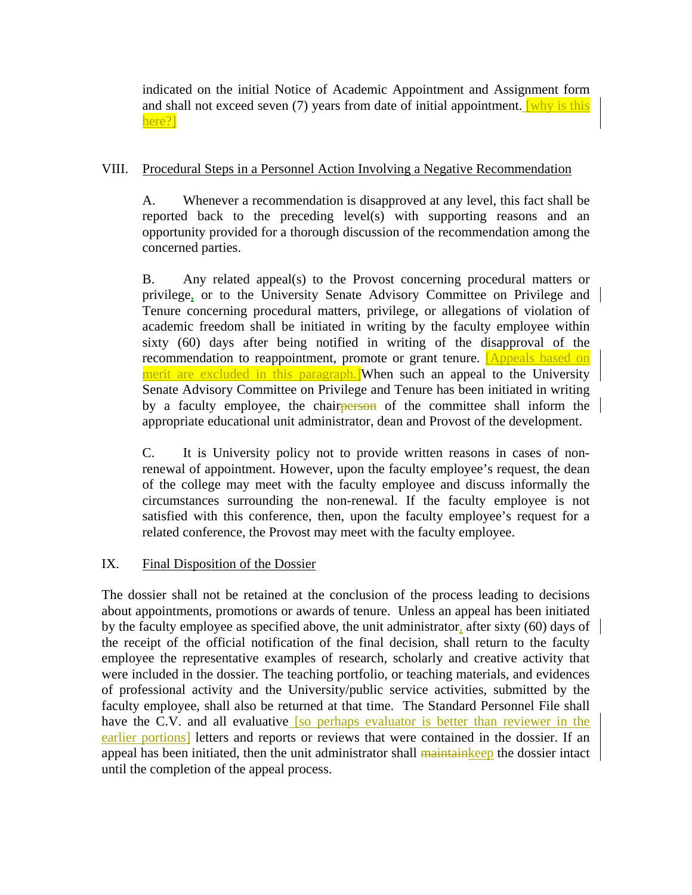indicated on the initial Notice of Academic Appointment and Assignment form and shall not exceed seven (7) years from date of initial appointment. [why is this here?]

VIII. Procedural Steps in a Personnel Action Involving a Negative Recommendation

A. Whenever a recommendation is disapproved at any level, this fact shall be reported back to the preceding level(s) with supporting reasons and an opportunity provided for a thorough discussion of the recommendation among the concerned parties.

B. Any related appeal(s) to the Provost concerning procedural matters or privilege, or to the University Senate Advisory Committee on Privilege and Tenure concerning procedural matters, privilege, or allegations of violation of academic freedom shall be initiated in writing by the faculty employee within sixty (60) days after being notified in writing of the disapproval of the recommendation to reappointment, promote or grant tenure. [Appeals based on merit are excluded in this paragraph.]When such an appeal to the University Senate Advisory Committee on Privilege and Tenure has been initiated in writing by a faculty employee, the chair~~person~~ of the committee shall inform the appropriate educational unit administrator, dean and Provost of the development.

C. It is University policy not to provide written reasons in cases of non-renewal of appointment. However, upon the faculty employee's request, the dean of the college may meet with the faculty employee and discuss informally the circumstances surrounding the non-renewal. If the faculty employee is not satisfied with this conference, then, upon the faculty employee's request for a related conference, the Provost may meet with the faculty employee.

IX. Final Disposition of the Dossier

The dossier shall not be retained at the conclusion of the process leading to decisions about appointments, promotions or awards of tenure. Unless an appeal has been initiated by the faculty employee as specified above, the unit administrator, after sixty (60) days of the receipt of the official notification of the final decision, shall return to the faculty employee the representative examples of research, scholarly and creative activity that were included in the dossier. The teaching portfolio, or teaching materials, and evidences of professional activity and the University/public service activities, submitted by the faculty employee, shall also be returned at that time. The Standard Personnel File shall have the C.V. and all evaluative [so perhaps evaluator is better than reviewer in the earlier portions] letters and reports or reviews that were contained in the dossier. If an appeal has been initiated, then the unit administrator shall ~~maintain~~keep the dossier intact until the completion of the appeal process.